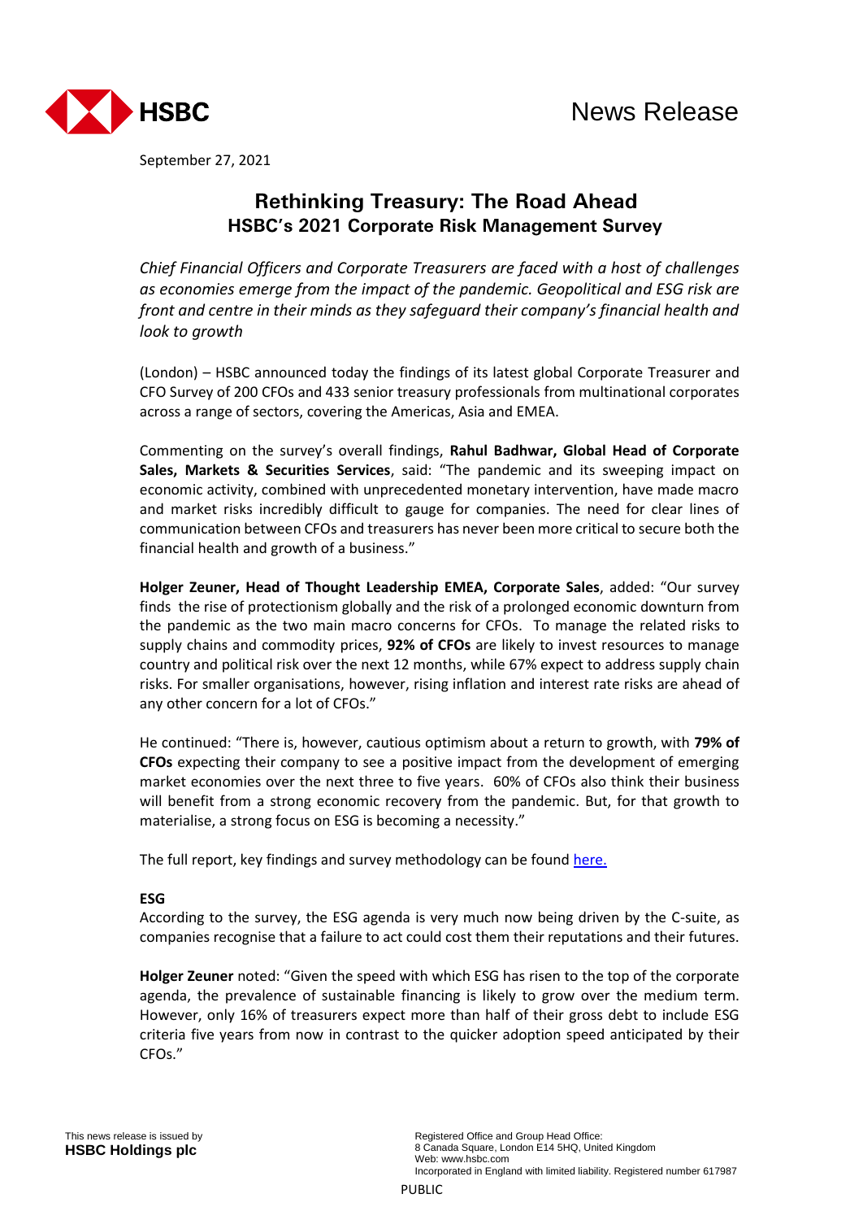News Release

September 27, 2021

# Rethinking Treasury: The Road Ahead
## HSBC's 2021 Corporate Risk Management Survey

*Chief Financial Officers and Corporate Treasurers are faced with a host of challenges as economies emerge from the impact of the pandemic. Geopolitical and ESG risk are front and centre in their minds as they safeguard their company's financial health and look to growth*

(London) – HSBC announced today the findings of its latest global Corporate Treasurer and CFO Survey of 200 CFOs and 433 senior treasury professionals from multinational corporates across a range of sectors, covering the Americas, Asia and EMEA.

Commenting on the survey's overall findings, **Rahul Badhwar, Global Head of Corporate Sales, Markets & Securities Services**, said: "The pandemic and its sweeping impact on economic activity, combined with unprecedented monetary intervention, have made macro and market risks incredibly difficult to gauge for companies. The need for clear lines of communication between CFOs and treasurers has never been more critical to secure both the financial health and growth of a business."

**Holger Zeuner, Head of Thought Leadership EMEA, Corporate Sales**, added: "Our survey finds the rise of protectionism globally and the risk of a prolonged economic downturn from the pandemic as the two main macro concerns for CFOs. To manage the related risks to supply chains and commodity prices, **92% of CFOs** are likely to invest resources to manage country and political risk over the next 12 months, while 67% expect to address supply chain risks. For smaller organisations, however, rising inflation and interest rate risks are ahead of any other concern for a lot of CFOs."

He continued: "There is, however, cautious optimism about a return to growth, with **79% of CFOs** expecting their company to see a positive impact from the development of emerging market economies over the next three to five years. 60% of CFOs also think their business will benefit from a strong economic recovery from the pandemic. But, for that growth to materialise, a strong focus on ESG is becoming a necessity."

The full report, key findings and survey methodology can be found here.

**ESG**

According to the survey, the ESG agenda is very much now being driven by the C-suite, as companies recognise that a failure to act could cost them their reputations and their futures.

**Holger Zeuner** noted: "Given the speed with which ESG has risen to the top of the corporate agenda, the prevalence of sustainable financing is likely to grow over the medium term. However, only 16% of treasurers expect more than half of their gross debt to include ESG criteria five years from now in contrast to the quicker adoption speed anticipated by their CFOs."

This news release is issued by
**HSBC Holdings plc**

Registered Office and Group Head Office:
8 Canada Square, London E14 5HQ, United Kingdom
Web: www.hsbc.com
Incorporated in England with limited liability. Registered number 617987

PUBLIC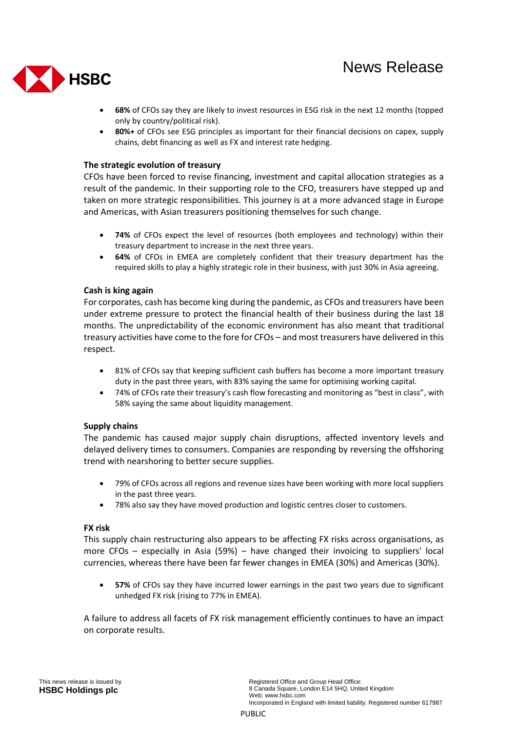- **68%** of CFOs say they are likely to invest resources in ESG risk in the next 12 months (topped only by country/political risk).
- **80%+** of CFOs see ESG principles as important for their financial decisions on capex, supply chains, debt financing as well as FX and interest rate hedging.

**The strategic evolution of treasury**

CFOs have been forced to revise financing, investment and capital allocation strategies as a result of the pandemic. In their supporting role to the CFO, treasurers have stepped up and taken on more strategic responsibilities. This journey is at a more advanced stage in Europe and Americas, with Asian treasurers positioning themselves for such change.

- **74%** of CFOs expect the level of resources (both employees and technology) within their treasury department to increase in the next three years.
- **64%** of CFOs in EMEA are completely confident that their treasury department has the required skills to play a highly strategic role in their business, with just 30% in Asia agreeing.

**Cash is king again**

For corporates, cash has become king during the pandemic, as CFOs and treasurers have been under extreme pressure to protect the financial health of their business during the last 18 months. The unpredictability of the economic environment has also meant that traditional treasury activities have come to the fore for CFOs – and most treasurers have delivered in this respect.

- 81% of CFOs say that keeping sufficient cash buffers has become a more important treasury duty in the past three years, with 83% saying the same for optimising working capital.
- 74% of CFOs rate their treasury's cash flow forecasting and monitoring as "best in class", with 58% saying the same about liquidity management.

**Supply chains**

The pandemic has caused major supply chain disruptions, affected inventory levels and delayed delivery times to consumers. Companies are responding by reversing the offshoring trend with nearshoring to better secure supplies.

- 79% of CFOs across all regions and revenue sizes have been working with more local suppliers in the past three years.
- 78% also say they have moved production and logistic centres closer to customers.

**FX risk**

This supply chain restructuring also appears to be affecting FX risks across organisations, as more CFOs – especially in Asia (59%) – have changed their invoicing to suppliers' local currencies, whereas there have been far fewer changes in EMEA (30%) and Americas (30%).

- **57%** of CFOs say they have incurred lower earnings in the past two years due to significant unhedged FX risk (rising to 77% in EMEA).

A failure to address all facets of FX risk management efficiently continues to have an impact on corporate results.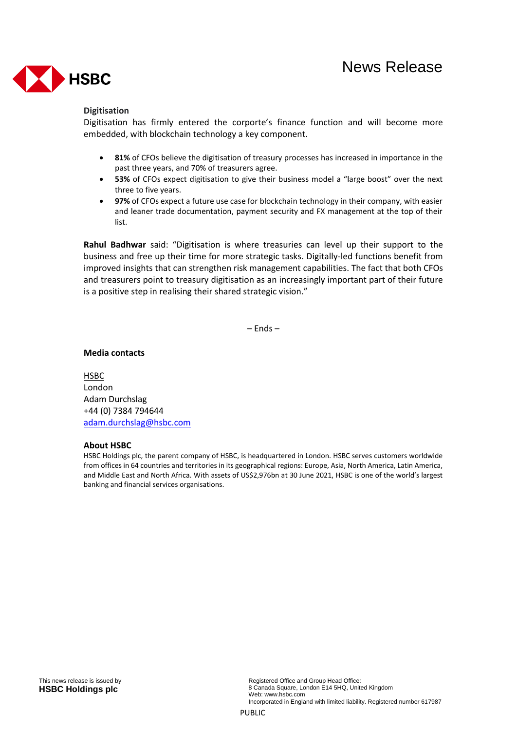**Digitisation**

Digitisation has firmly entered the corporte's finance function and will become more embedded, with blockchain technology a key component.

- **81%** of CFOs believe the digitisation of treasury processes has increased in importance in the past three years, and 70% of treasurers agree.
- **53%** of CFOs expect digitisation to give their business model a "large boost" over the next three to five years.
- **97%** of CFOs expect a future use case for blockchain technology in their company, with easier and leaner trade documentation, payment security and FX management at the top of their list.

**Rahul Badhwar** said: "Digitisation is where treasuries can level up their support to the business and free up their time for more strategic tasks. Digitally-led functions benefit from improved insights that can strengthen risk management capabilities. The fact that both CFOs and treasurers point to treasury digitisation as an increasingly important part of their future is a positive step in realising their shared strategic vision."

– Ends –

**Media contacts**

HSBC
London
Adam Durchslag
+44 (0) 7384 794644
adam.durchslag@hsbc.com

**About HSBC**

HSBC Holdings plc, the parent company of HSBC, is headquartered in London. HSBC serves customers worldwide from offices in 64 countries and territories in its geographical regions: Europe, Asia, North America, Latin America, and Middle East and North Africa. With assets of US$2,976bn at 30 June 2021, HSBC is one of the world's largest banking and financial services organisations.

This news release is issued by
**HSBC Holdings plc**

Registered Office and Group Head Office:
8 Canada Square, London E14 5HQ, United Kingdom
Web: www.hsbc.com
Incorporated in England with limited liability. Registered number 617987